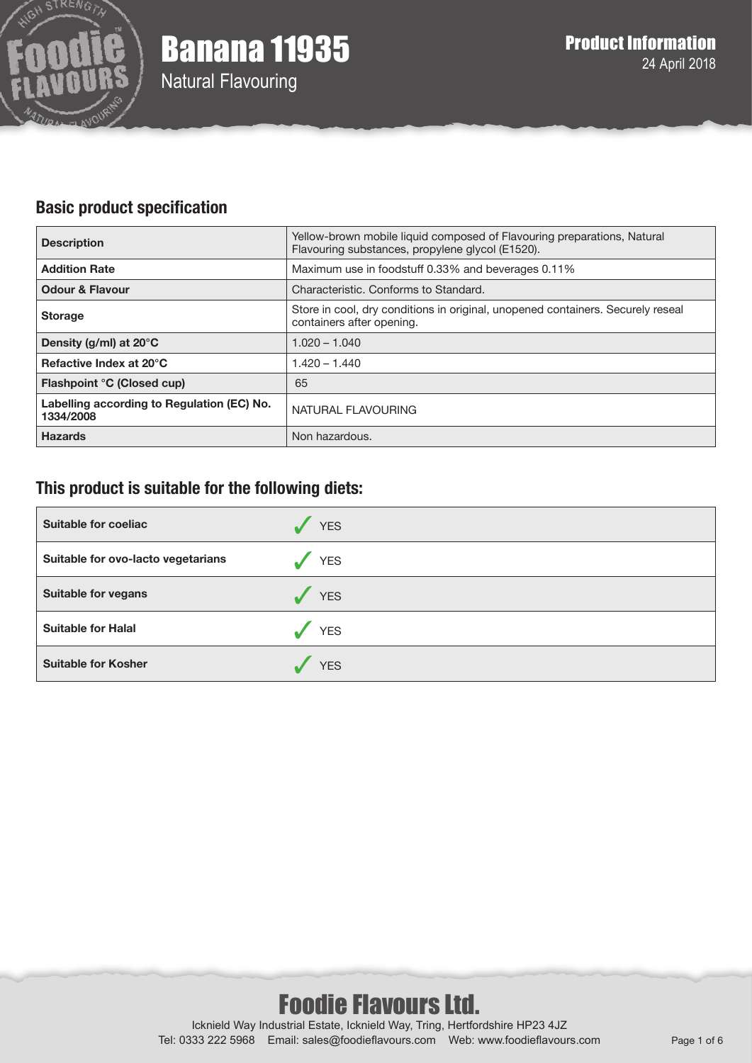# Banana 11935

Natural Flavouring

**Product Information**
24 April 2018

## Basic product specification

| | |
|---|---|
| **Description** | Yellow-brown mobile liquid composed of Flavouring preparations, Natural Flavouring substances, propylene glycol (E1520). |
| **Addition Rate** | Maximum use in foodstuff 0.33% and beverages 0.11% |
| **Odour & Flavour** | Characteristic. Conforms to Standard. |
| **Storage** | Store in cool, dry conditions in original, unopened containers. Securely reseal containers after opening. |
| **Density (g/ml) at 20°C** | 1.020 – 1.040 |
| **Refactive Index at 20°C** | 1.420 – 1.440 |
| **Flashpoint °C (Closed cup)** | 65 |
| **Labelling according to Regulation (EC) No. 1334/2008** | NATURAL FLAVOURING |
| **Hazards** | Non hazardous. |

## This product is suitable for the following diets:

| | |
|---|---|
| **Suitable for coeliac** | ✓ YES |
| **Suitable for ovo-lacto vegetarians** | ✓ YES |
| **Suitable for vegans** | ✓ YES |
| **Suitable for Halal** | ✓ YES |
| **Suitable for Kosher** | ✓ YES |

**Foodie Flavours Ltd.**
Icknield Way Industrial Estate, Icknield Way, Tring, Hertfordshire HP23 4JZ
Tel: 0333 222 5968 Email: sales@foodieflavours.com Web: www.foodieflavours.com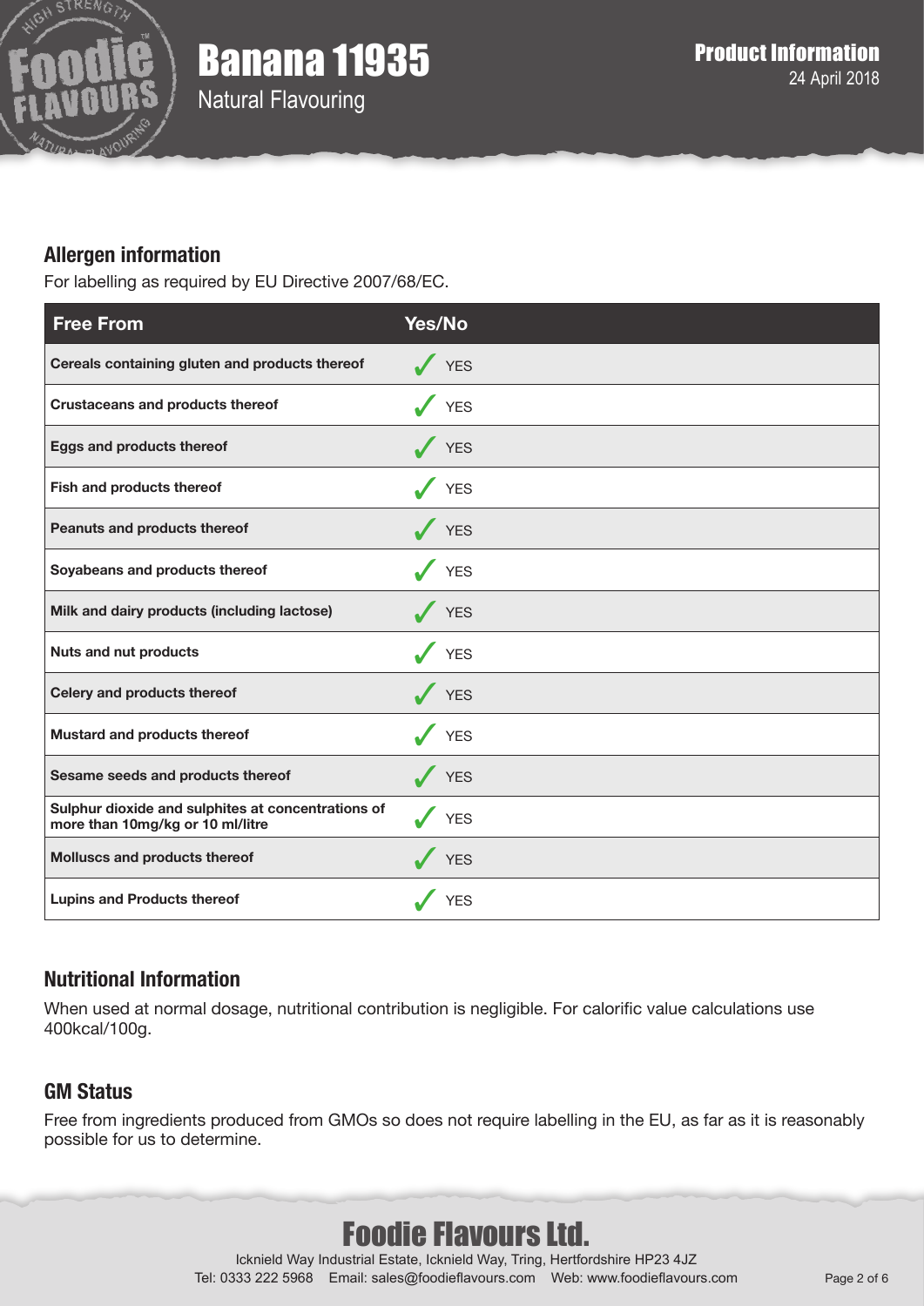# Banana 11935

Natural Flavouring

**Product Information**
24 April 2018

## Allergen information

For labelling as required by EU Directive 2007/68/EC.

| Free From | Yes/No |
|---|---|
| Cereals containing gluten and products thereof | ✓ YES |
| Crustaceans and products thereof | ✓ YES |
| Eggs and products thereof | ✓ YES |
| Fish and products thereof | ✓ YES |
| Peanuts and products thereof | ✓ YES |
| Soyabeans and products thereof | ✓ YES |
| Milk and dairy products (including lactose) | ✓ YES |
| Nuts and nut products | ✓ YES |
| Celery and products thereof | ✓ YES |
| Mustard and products thereof | ✓ YES |
| Sesame seeds and products thereof | ✓ YES |
| Sulphur dioxide and sulphites at concentrations of more than 10mg/kg or 10 ml/litre | ✓ YES |
| Molluscs and products thereof | ✓ YES |
| Lupins and Products thereof | ✓ YES |

## Nutritional Information

When used at normal dosage, nutritional contribution is negligible. For calorific value calculations use 400kcal/100g.

## GM Status

Free from ingredients produced from GMOs so does not require labelling in the EU, as far as it is reasonably possible for us to determine.

**Foodie Flavours Ltd.**
Icknield Way Industrial Estate, Icknield Way, Tring, Hertfordshire HP23 4JZ
Tel: 0333 222 5968 Email: sales@foodieflavours.com Web: www.foodieflavours.com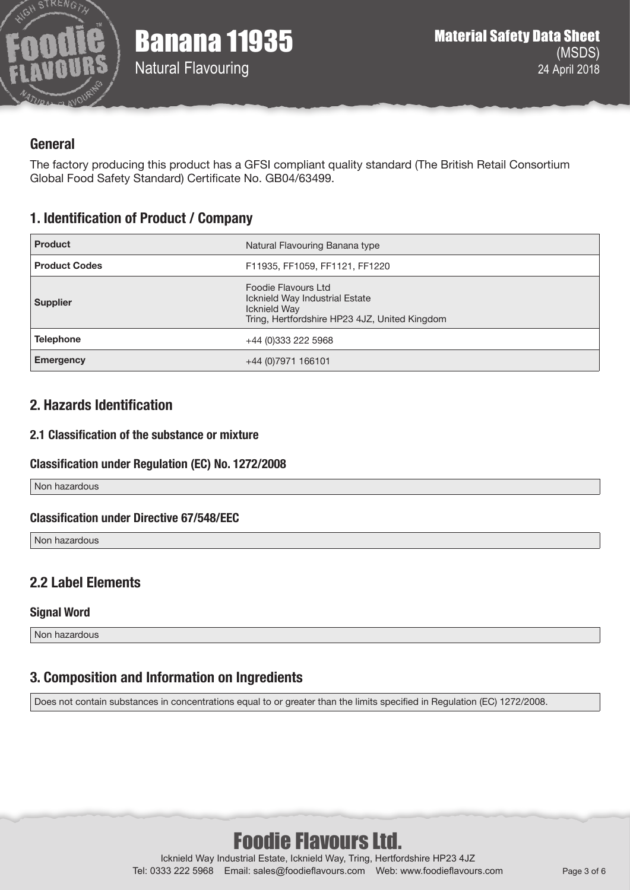# Banana 11935

Natural Flavouring

**Material Safety Data Sheet** (MSDS)
24 April 2018

## General

The factory producing this product has a GFSI compliant quality standard (The British Retail Consortium Global Food Safety Standard) Certificate No. GB04/63499.

## 1. Identification of Product / Company

| | |
|---|---|
| **Product** | Natural Flavouring Banana type |
| **Product Codes** | F11935, FF1059, FF1121, FF1220 |
| **Supplier** | Foodie Flavours Ltd<br>Icknield Way Industrial Estate<br>Icknield Way<br>Tring, Hertfordshire HP23 4JZ, United Kingdom |
| **Telephone** | +44 (0)333 222 5968 |
| **Emergency** | +44 (0)7971 166101 |

## 2. Hazards Identification

### 2.1 Classification of the substance or mixture

#### Classification under Regulation (EC) No. 1272/2008

Non hazardous

#### Classification under Directive 67/548/EEC

Non hazardous

## 2.2 Label Elements

#### Signal Word

Non hazardous

## 3. Composition and Information on Ingredients

Does not contain substances in concentrations equal to or greater than the limits specified in Regulation (EC) 1272/2008.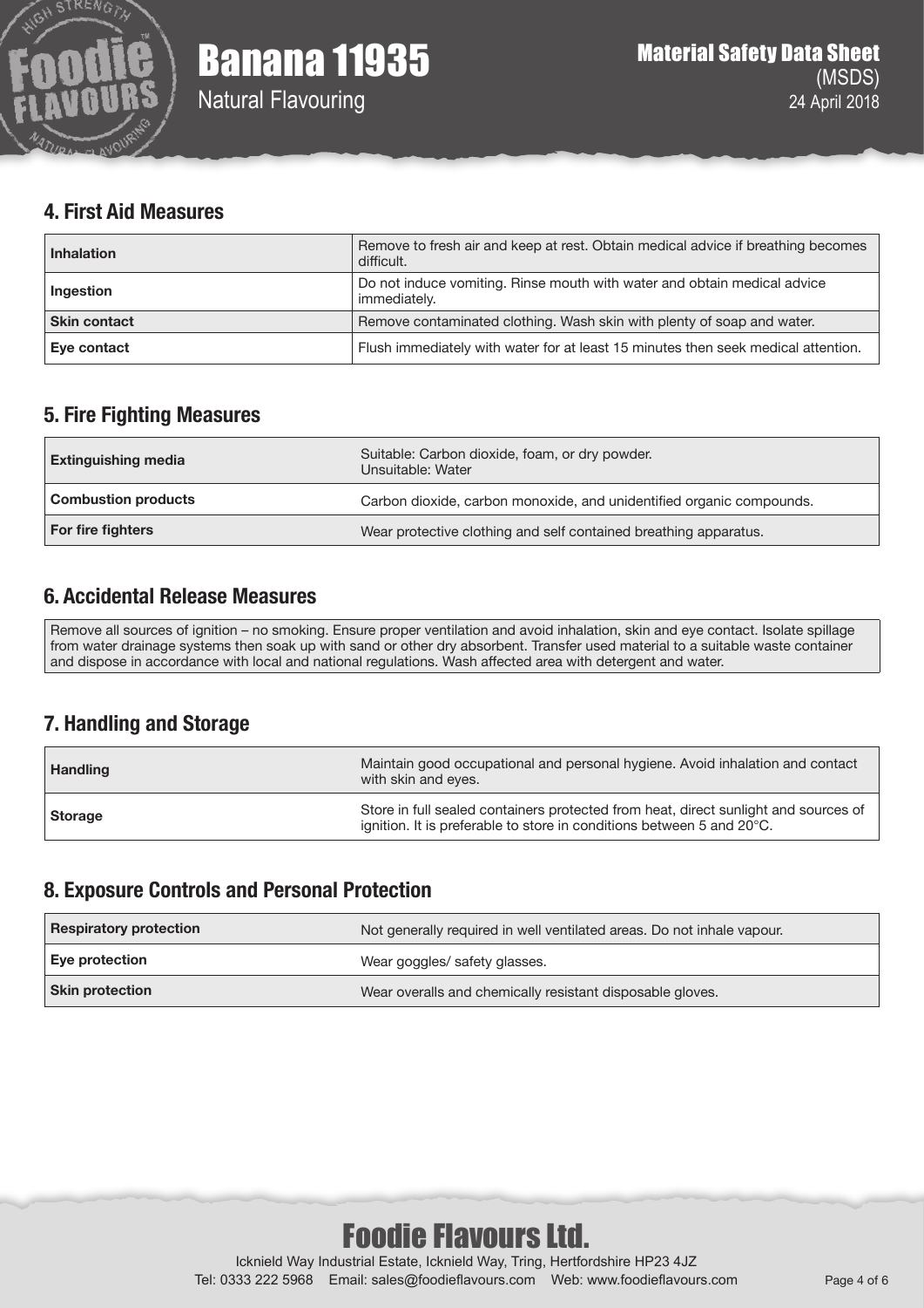## 4. First Aid Measures

| | |
|---|---|
| **Inhalation** | Remove to fresh air and keep at rest. Obtain medical advice if breathing becomes difficult. |
| **Ingestion** | Do not induce vomiting. Rinse mouth with water and obtain medical advice immediately. |
| **Skin contact** | Remove contaminated clothing. Wash skin with plenty of soap and water. |
| **Eye contact** | Flush immediately with water for at least 15 minutes then seek medical attention. |

## 5. Fire Fighting Measures

| | |
|---|---|
| **Extinguishing media** | Suitable: Carbon dioxide, foam, or dry powder.<br>Unsuitable: Water |
| **Combustion products** | Carbon dioxide, carbon monoxide, and unidentified organic compounds. |
| **For fire fighters** | Wear protective clothing and self contained breathing apparatus. |

## 6. Accidental Release Measures

Remove all sources of ignition – no smoking. Ensure proper ventilation and avoid inhalation, skin and eye contact. Isolate spillage from water drainage systems then soak up with sand or other dry absorbent. Transfer used material to a suitable waste container and dispose in accordance with local and national regulations. Wash affected area with detergent and water.

## 7. Handling and Storage

| | |
|---|---|
| **Handling** | Maintain good occupational and personal hygiene. Avoid inhalation and contact with skin and eyes. |
| **Storage** | Store in full sealed containers protected from heat, direct sunlight and sources of ignition. It is preferable to store in conditions between 5 and 20°C. |

## 8. Exposure Controls and Personal Protection

| | |
|---|---|
| **Respiratory protection** | Not generally required in well ventilated areas. Do not inhale vapour. |
| **Eye protection** | Wear goggles/ safety glasses. |
| **Skin protection** | Wear overalls and chemically resistant disposable gloves. |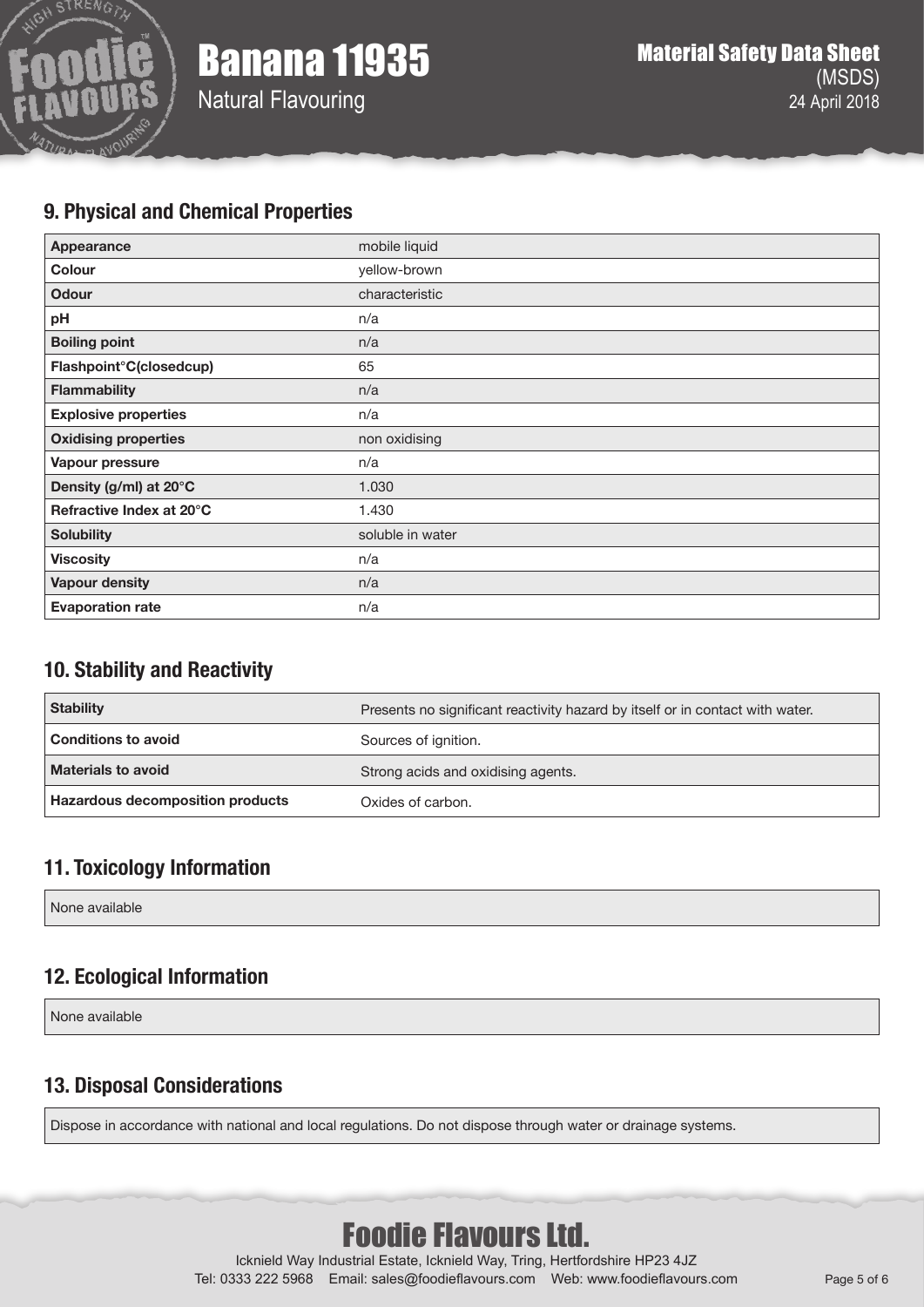## 9. Physical and Chemical Properties

| | |
|---|---|
| **Appearance** | mobile liquid |
| **Colour** | yellow-brown |
| **Odour** | characteristic |
| **pH** | n/a |
| **Boiling point** | n/a |
| **Flashpoint°C(closedcup)** | 65 |
| **Flammability** | n/a |
| **Explosive properties** | n/a |
| **Oxidising properties** | non oxidising |
| **Vapour pressure** | n/a |
| **Density (g/ml) at 20°C** | 1.030 |
| **Refractive Index at 20°C** | 1.430 |
| **Solubility** | soluble in water |
| **Viscosity** | n/a |
| **Vapour density** | n/a |
| **Evaporation rate** | n/a |

## 10. Stability and Reactivity

| | |
|---|---|
| **Stability** | Presents no significant reactivity hazard by itself or in contact with water. |
| **Conditions to avoid** | Sources of ignition. |
| **Materials to avoid** | Strong acids and oxidising agents. |
| **Hazardous decomposition products** | Oxides of carbon. |

## 11. Toxicology Information

None available

## 12. Ecological Information

None available

## 13. Disposal Considerations

Dispose in accordance with national and local regulations. Do not dispose through water or drainage systems.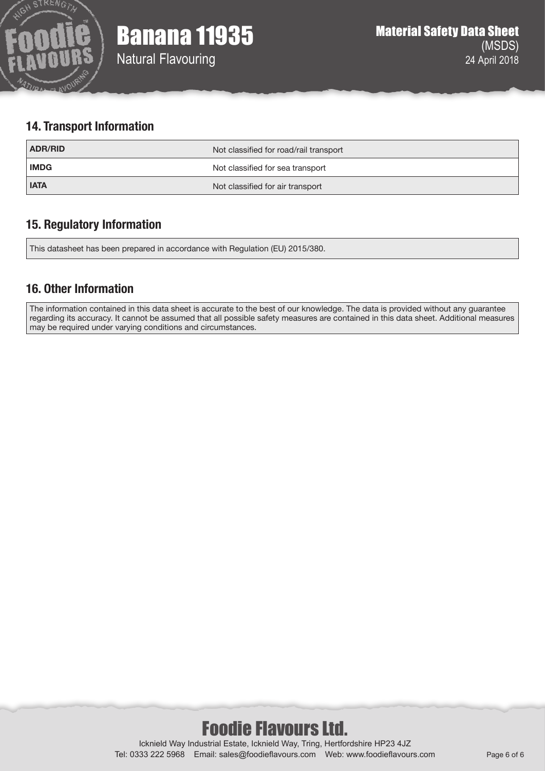## 14. Transport Information

| | |
|---|---|
| **ADR/RID** | Not classified for road/rail transport |
| **IMDG** | Not classified for sea transport |
| **IATA** | Not classified for air transport |

## 15. Regulatory Information

This datasheet has been prepared in accordance with Regulation (EU) 2015/380.

## 16. Other Information

The information contained in this data sheet is accurate to the best of our knowledge. The data is provided without any guarantee regarding its accuracy. It cannot be assumed that all possible safety measures are contained in this data sheet. Additional measures may be required under varying conditions and circumstances.